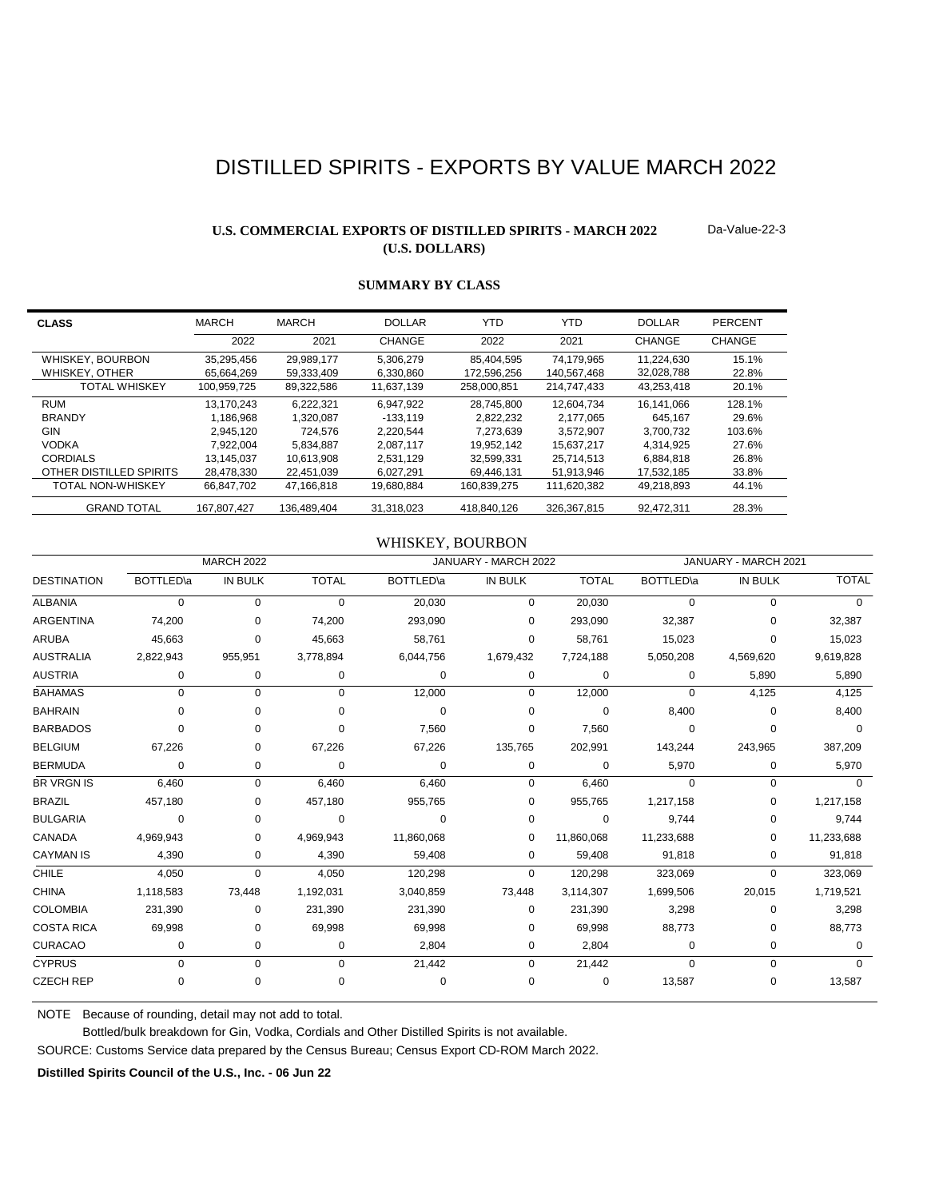# DISTILLED SPIRITS - EXPORTS BY VALUE MARCH 2022

**U.S. COMMERCIAL EXPORTS OF DISTILLED SPIRITS - MARCH 2022**
**(U.S. DOLLARS)**

Da-Value-22-3

**SUMMARY BY CLASS**

| CLASS | MARCH 2022 | MARCH 2021 | DOLLAR CHANGE | YTD 2022 | YTD 2021 | DOLLAR CHANGE | PERCENT CHANGE |
|---|---|---|---|---|---|---|---|
| WHISKEY, BOURBON | 35,295,456 | 29,989,177 | 5,306,279 | 85,404,595 | 74,179,965 | 11,224,630 | 15.1% |
| WHISKEY, OTHER | 65,664,269 | 59,333,409 | 6,330,860 | 172,596,256 | 140,567,468 | 32,028,788 | 22.8% |
| TOTAL WHISKEY | 100,959,725 | 89,322,586 | 11,637,139 | 258,000,851 | 214,747,433 | 43,253,418 | 20.1% |
| RUM | 13,170,243 | 6,222,321 | 6,947,922 | 28,745,800 | 12,604,734 | 16,141,066 | 128.1% |
| BRANDY | 1,186,968 | 1,320,087 | -133,119 | 2,822,232 | 2,177,065 | 645,167 | 29.6% |
| GIN | 2,945,120 | 724,576 | 2,220,544 | 7,273,639 | 3,572,907 | 3,700,732 | 103.6% |
| VODKA | 7,922,004 | 5,834,887 | 2,087,117 | 19,952,142 | 15,637,217 | 4,314,925 | 27.6% |
| CORDIALS | 13,145,037 | 10,613,908 | 2,531,129 | 32,599,331 | 25,714,513 | 6,884,818 | 26.8% |
| OTHER DISTILLED SPIRITS | 28,478,330 | 22,451,039 | 6,027,291 | 69,446,131 | 51,913,946 | 17,532,185 | 33.8% |
| TOTAL NON-WHISKEY | 66,847,702 | 47,166,818 | 19,680,884 | 160,839,275 | 111,620,382 | 49,218,893 | 44.1% |
| GRAND TOTAL | 167,807,427 | 136,489,404 | 31,318,023 | 418,840,126 | 326,367,815 | 92,472,311 | 28.3% |

## WHISKEY, BOURBON

| | MARCH 2022 | | | JANUARY - MARCH 2022 | | | JANUARY - MARCH 2021 | | |
|---|---|---|---|---|---|---|---|---|---|
| DESTINATION | BOTTLED\a | IN BULK | TOTAL | BOTTLED\a | IN BULK | TOTAL | BOTTLED\a | IN BULK | TOTAL |
| ALBANIA | 0 | 0 | 0 | 20,030 | 0 | 20,030 | 0 | 0 | 0 |
| ARGENTINA | 74,200 | 0 | 74,200 | 293,090 | 0 | 293,090 | 32,387 | 0 | 32,387 |
| ARUBA | 45,663 | 0 | 45,663 | 58,761 | 0 | 58,761 | 15,023 | 0 | 15,023 |
| AUSTRALIA | 2,822,943 | 955,951 | 3,778,894 | 6,044,756 | 1,679,432 | 7,724,188 | 5,050,208 | 4,569,620 | 9,619,828 |
| AUSTRIA | 0 | 0 | 0 | 0 | 0 | 0 | 0 | 5,890 | 5,890 |
| BAHAMAS | 0 | 0 | 0 | 12,000 | 0 | 12,000 | 0 | 4,125 | 4,125 |
| BAHRAIN | 0 | 0 | 0 | 0 | 0 | 0 | 8,400 | 0 | 8,400 |
| BARBADOS | 0 | 0 | 0 | 7,560 | 0 | 7,560 | 0 | 0 | 0 |
| BELGIUM | 67,226 | 0 | 67,226 | 67,226 | 135,765 | 202,991 | 143,244 | 243,965 | 387,209 |
| BERMUDA | 0 | 0 | 0 | 0 | 0 | 0 | 5,970 | 0 | 5,970 |
| BR VRGN IS | 6,460 | 0 | 6,460 | 6,460 | 0 | 6,460 | 0 | 0 | 0 |
| BRAZIL | 457,180 | 0 | 457,180 | 955,765 | 0 | 955,765 | 1,217,158 | 0 | 1,217,158 |
| BULGARIA | 0 | 0 | 0 | 0 | 0 | 0 | 9,744 | 0 | 9,744 |
| CANADA | 4,969,943 | 0 | 4,969,943 | 11,860,068 | 0 | 11,860,068 | 11,233,688 | 0 | 11,233,688 |
| CAYMAN IS | 4,390 | 0 | 4,390 | 59,408 | 0 | 59,408 | 91,818 | 0 | 91,818 |
| CHILE | 4,050 | 0 | 4,050 | 120,298 | 0 | 120,298 | 323,069 | 0 | 323,069 |
| CHINA | 1,118,583 | 73,448 | 1,192,031 | 3,040,859 | 73,448 | 3,114,307 | 1,699,506 | 20,015 | 1,719,521 |
| COLOMBIA | 231,390 | 0 | 231,390 | 231,390 | 0 | 231,390 | 3,298 | 0 | 3,298 |
| COSTA RICA | 69,998 | 0 | 69,998 | 69,998 | 0 | 69,998 | 88,773 | 0 | 88,773 |
| CURACAO | 0 | 0 | 0 | 2,804 | 0 | 2,804 | 0 | 0 | 0 |
| CYPRUS | 0 | 0 | 0 | 21,442 | 0 | 21,442 | 0 | 0 | 0 |
| CZECH REP | 0 | 0 | 0 | 0 | 0 | 0 | 13,587 | 0 | 13,587 |

NOTE Because of rounding, detail may not add to total.

Bottled/bulk breakdown for Gin, Vodka, Cordials and Other Distilled Spirits is not available.

SOURCE: Customs Service data prepared by the Census Bureau; Census Export CD-ROM March 2022.

**Distilled Spirits Council of the U.S., Inc. - 06 Jun 22**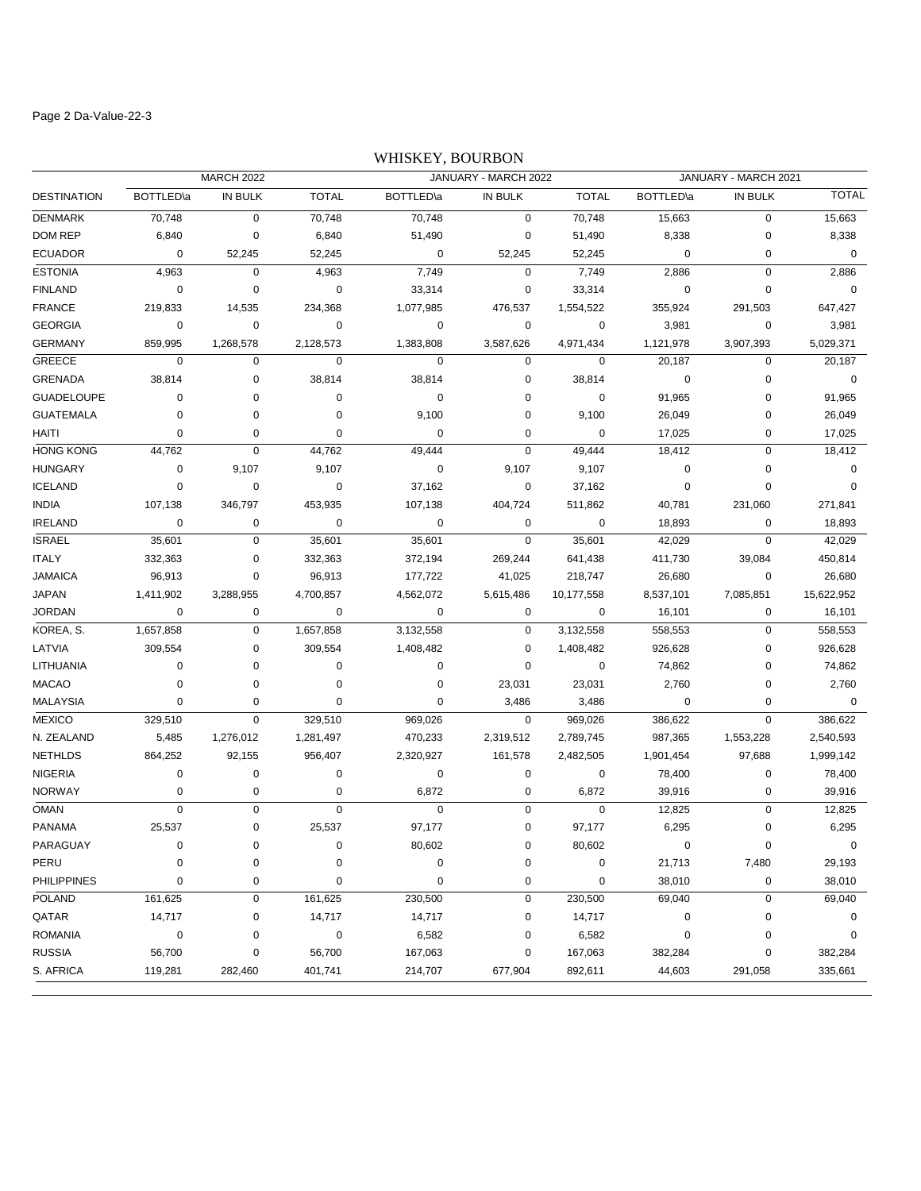## WHISKEY, BOURBON

| DESTINATION | MARCH 2022 | | | JANUARY - MARCH 2022 | | | JANUARY - MARCH 2021 | | |
|---|---|---|---|---|---|---|---|---|---|
| | BOTTLED\a | IN BULK | TOTAL | BOTTLED\a | IN BULK | TOTAL | BOTTLED\a | IN BULK | TOTAL |
| DENMARK | 70,748 | 0 | 70,748 | 70,748 | 0 | 70,748 | 15,663 | 0 | 15,663 |
| DOM REP | 6,840 | 0 | 6,840 | 51,490 | 0 | 51,490 | 8,338 | 0 | 8,338 |
| ECUADOR | 0 | 52,245 | 52,245 | 0 | 52,245 | 52,245 | 0 | 0 | 0 |
| ESTONIA | 4,963 | 0 | 4,963 | 7,749 | 0 | 7,749 | 2,886 | 0 | 2,886 |
| FINLAND | 0 | 0 | 0 | 33,314 | 0 | 33,314 | 0 | 0 | 0 |
| FRANCE | 219,833 | 14,535 | 234,368 | 1,077,985 | 476,537 | 1,554,522 | 355,924 | 291,503 | 647,427 |
| GEORGIA | 0 | 0 | 0 | 0 | 0 | 0 | 3,981 | 0 | 3,981 |
| GERMANY | 859,995 | 1,268,578 | 2,128,573 | 1,383,808 | 3,587,626 | 4,971,434 | 1,121,978 | 3,907,393 | 5,029,371 |
| GREECE | 0 | 0 | 0 | 0 | 0 | 0 | 20,187 | 0 | 20,187 |
| GRENADA | 38,814 | 0 | 38,814 | 38,814 | 0 | 38,814 | 0 | 0 | 0 |
| GUADELOUPE | 0 | 0 | 0 | 0 | 0 | 0 | 91,965 | 0 | 91,965 |
| GUATEMALA | 0 | 0 | 0 | 9,100 | 0 | 9,100 | 26,049 | 0 | 26,049 |
| HAITI | 0 | 0 | 0 | 0 | 0 | 0 | 17,025 | 0 | 17,025 |
| HONG KONG | 44,762 | 0 | 44,762 | 49,444 | 0 | 49,444 | 18,412 | 0 | 18,412 |
| HUNGARY | 0 | 9,107 | 9,107 | 0 | 9,107 | 9,107 | 0 | 0 | 0 |
| ICELAND | 0 | 0 | 0 | 37,162 | 0 | 37,162 | 0 | 0 | 0 |
| INDIA | 107,138 | 346,797 | 453,935 | 107,138 | 404,724 | 511,862 | 40,781 | 231,060 | 271,841 |
| IRELAND | 0 | 0 | 0 | 0 | 0 | 0 | 18,893 | 0 | 18,893 |
| ISRAEL | 35,601 | 0 | 35,601 | 35,601 | 0 | 35,601 | 42,029 | 0 | 42,029 |
| ITALY | 332,363 | 0 | 332,363 | 372,194 | 269,244 | 641,438 | 411,730 | 39,084 | 450,814 |
| JAMAICA | 96,913 | 0 | 96,913 | 177,722 | 41,025 | 218,747 | 26,680 | 0 | 26,680 |
| JAPAN | 1,411,902 | 3,288,955 | 4,700,857 | 4,562,072 | 5,615,486 | 10,177,558 | 8,537,101 | 7,085,851 | 15,622,952 |
| JORDAN | 0 | 0 | 0 | 0 | 0 | 0 | 16,101 | 0 | 16,101 |
| KOREA, S. | 1,657,858 | 0 | 1,657,858 | 3,132,558 | 0 | 3,132,558 | 558,553 | 0 | 558,553 |
| LATVIA | 309,554 | 0 | 309,554 | 1,408,482 | 0 | 1,408,482 | 926,628 | 0 | 926,628 |
| LITHUANIA | 0 | 0 | 0 | 0 | 0 | 0 | 74,862 | 0 | 74,862 |
| MACAO | 0 | 0 | 0 | 0 | 23,031 | 23,031 | 2,760 | 0 | 2,760 |
| MALAYSIA | 0 | 0 | 0 | 0 | 3,486 | 3,486 | 0 | 0 | 0 |
| MEXICO | 329,510 | 0 | 329,510 | 969,026 | 0 | 969,026 | 386,622 | 0 | 386,622 |
| N. ZEALAND | 5,485 | 1,276,012 | 1,281,497 | 470,233 | 2,319,512 | 2,789,745 | 987,365 | 1,553,228 | 2,540,593 |
| NETHLDS | 864,252 | 92,155 | 956,407 | 2,320,927 | 161,578 | 2,482,505 | 1,901,454 | 97,688 | 1,999,142 |
| NIGERIA | 0 | 0 | 0 | 0 | 0 | 0 | 78,400 | 0 | 78,400 |
| NORWAY | 0 | 0 | 0 | 6,872 | 0 | 6,872 | 39,916 | 0 | 39,916 |
| OMAN | 0 | 0 | 0 | 0 | 0 | 0 | 12,825 | 0 | 12,825 |
| PANAMA | 25,537 | 0 | 25,537 | 97,177 | 0 | 97,177 | 6,295 | 0 | 6,295 |
| PARAGUAY | 0 | 0 | 0 | 80,602 | 0 | 80,602 | 0 | 0 | 0 |
| PERU | 0 | 0 | 0 | 0 | 0 | 0 | 21,713 | 7,480 | 29,193 |
| PHILIPPINES | 0 | 0 | 0 | 0 | 0 | 0 | 38,010 | 0 | 38,010 |
| POLAND | 161,625 | 0 | 161,625 | 230,500 | 0 | 230,500 | 69,040 | 0 | 69,040 |
| QATAR | 14,717 | 0 | 14,717 | 14,717 | 0 | 14,717 | 0 | 0 | 0 |
| ROMANIA | 0 | 0 | 0 | 6,582 | 0 | 6,582 | 0 | 0 | 0 |
| RUSSIA | 56,700 | 0 | 56,700 | 167,063 | 0 | 167,063 | 382,284 | 0 | 382,284 |
| S. AFRICA | 119,281 | 282,460 | 401,741 | 214,707 | 677,904 | 892,611 | 44,603 | 291,058 | 335,661 |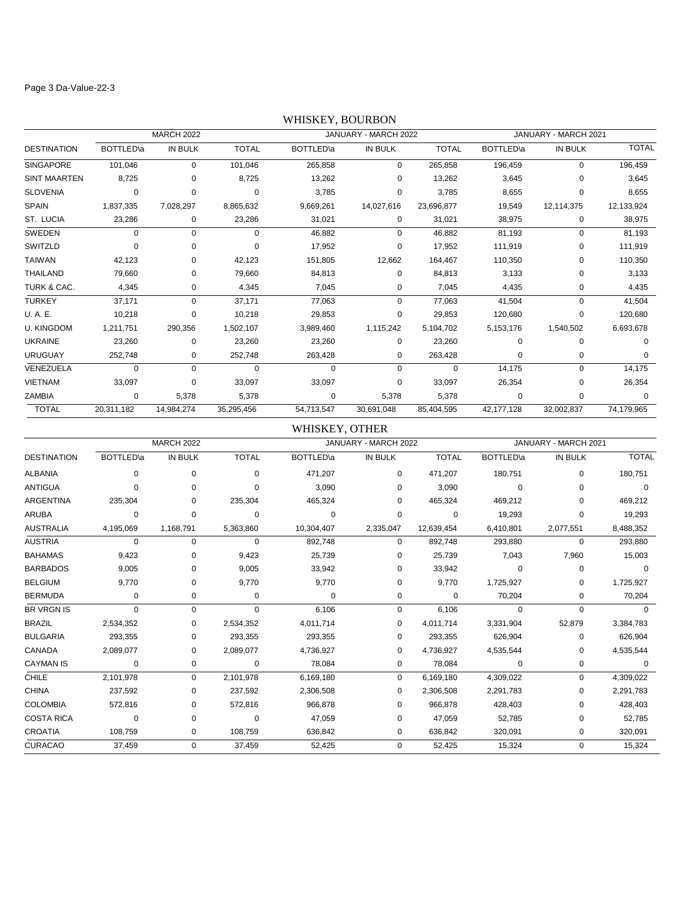## WHISKEY, BOURBON

| DESTINATION | MARCH 2022 | | | JANUARY - MARCH 2022 | | | JANUARY - MARCH 2021 | | |
|---|---|---|---|---|---|---|---|---|---|
| | BOTTLED\a | IN BULK | TOTAL | BOTTLED\a | IN BULK | TOTAL | BOTTLED\a | IN BULK | TOTAL |
| SINGAPORE | 101,046 | 0 | 101,046 | 265,858 | 0 | 265,858 | 196,459 | 0 | 196,459 |
| SINT MAARTEN | 8,725 | 0 | 8,725 | 13,262 | 0 | 13,262 | 3,645 | 0 | 3,645 |
| SLOVENIA | 0 | 0 | 0 | 3,785 | 0 | 3,785 | 8,655 | 0 | 8,655 |
| SPAIN | 1,837,335 | 7,028,297 | 8,865,632 | 9,669,261 | 14,027,616 | 23,696,877 | 19,549 | 12,114,375 | 12,133,924 |
| ST. LUCIA | 23,286 | 0 | 23,286 | 31,021 | 0 | 31,021 | 38,975 | 0 | 38,975 |
| SWEDEN | 0 | 0 | 0 | 46,882 | 0 | 46,882 | 81,193 | 0 | 81,193 |
| SWITZLD | 0 | 0 | 0 | 17,952 | 0 | 17,952 | 111,919 | 0 | 111,919 |
| TAIWAN | 42,123 | 0 | 42,123 | 151,805 | 12,662 | 164,467 | 110,350 | 0 | 110,350 |
| THAILAND | 79,660 | 0 | 79,660 | 84,813 | 0 | 84,813 | 3,133 | 0 | 3,133 |
| TURK & CAC. | 4,345 | 0 | 4,345 | 7,045 | 0 | 7,045 | 4,435 | 0 | 4,435 |
| TURKEY | 37,171 | 0 | 37,171 | 77,063 | 0 | 77,063 | 41,504 | 0 | 41,504 |
| U. A. E. | 10,218 | 0 | 10,218 | 29,853 | 0 | 29,853 | 120,680 | 0 | 120,680 |
| U. KINGDOM | 1,211,751 | 290,356 | 1,502,107 | 3,989,460 | 1,115,242 | 5,104,702 | 5,153,176 | 1,540,502 | 6,693,678 |
| UKRAINE | 23,260 | 0 | 23,260 | 23,260 | 0 | 23,260 | 0 | 0 | 0 |
| URUGUAY | 252,748 | 0 | 252,748 | 263,428 | 0 | 263,428 | 0 | 0 | 0 |
| VENEZUELA | 0 | 0 | 0 | 0 | 0 | 0 | 14,175 | 0 | 14,175 |
| VIETNAM | 33,097 | 0 | 33,097 | 33,097 | 0 | 33,097 | 26,354 | 0 | 26,354 |
| ZAMBIA | 0 | 5,378 | 5,378 | 0 | 5,378 | 5,378 | 0 | 0 | 0 |
| TOTAL | 20,311,182 | 14,984,274 | 35,295,456 | 54,713,547 | 30,691,048 | 85,404,595 | 42,177,128 | 32,002,837 | 74,179,965 |

## WHISKEY, OTHER

| DESTINATION | MARCH 2022 | | | JANUARY - MARCH 2022 | | | JANUARY - MARCH 2021 | | |
|---|---|---|---|---|---|---|---|---|---|
| | BOTTLED\a | IN BULK | TOTAL | BOTTLED\a | IN BULK | TOTAL | BOTTLED\a | IN BULK | TOTAL |
| ALBANIA | 0 | 0 | 0 | 471,207 | 0 | 471,207 | 180,751 | 0 | 180,751 |
| ANTIGUA | 0 | 0 | 0 | 3,090 | 0 | 3,090 | 0 | 0 | 0 |
| ARGENTINA | 235,304 | 0 | 235,304 | 465,324 | 0 | 465,324 | 469,212 | 0 | 469,212 |
| ARUBA | 0 | 0 | 0 | 0 | 0 | 0 | 19,293 | 0 | 19,293 |
| AUSTRALIA | 4,195,069 | 1,168,791 | 5,363,860 | 10,304,407 | 2,335,047 | 12,639,454 | 6,410,801 | 2,077,551 | 8,488,352 |
| AUSTRIA | 0 | 0 | 0 | 892,748 | 0 | 892,748 | 293,880 | 0 | 293,880 |
| BAHAMAS | 9,423 | 0 | 9,423 | 25,739 | 0 | 25,739 | 7,043 | 7,960 | 15,003 |
| BARBADOS | 9,005 | 0 | 9,005 | 33,942 | 0 | 33,942 | 0 | 0 | 0 |
| BELGIUM | 9,770 | 0 | 9,770 | 9,770 | 0 | 9,770 | 1,725,927 | 0 | 1,725,927 |
| BERMUDA | 0 | 0 | 0 | 0 | 0 | 0 | 70,204 | 0 | 70,204 |
| BR VRGN IS | 0 | 0 | 0 | 6,106 | 0 | 6,106 | 0 | 0 | 0 |
| BRAZIL | 2,534,352 | 0 | 2,534,352 | 4,011,714 | 0 | 4,011,714 | 3,331,904 | 52,879 | 3,384,783 |
| BULGARIA | 293,355 | 0 | 293,355 | 293,355 | 0 | 293,355 | 626,904 | 0 | 626,904 |
| CANADA | 2,089,077 | 0 | 2,089,077 | 4,736,927 | 0 | 4,736,927 | 4,535,544 | 0 | 4,535,544 |
| CAYMAN IS | 0 | 0 | 0 | 78,084 | 0 | 78,084 | 0 | 0 | 0 |
| CHILE | 2,101,978 | 0 | 2,101,978 | 6,169,180 | 0 | 6,169,180 | 4,309,022 | 0 | 4,309,022 |
| CHINA | 237,592 | 0 | 237,592 | 2,306,508 | 0 | 2,306,508 | 2,291,783 | 0 | 2,291,783 |
| COLOMBIA | 572,816 | 0 | 572,816 | 966,878 | 0 | 966,878 | 428,403 | 0 | 428,403 |
| COSTA RICA | 0 | 0 | 0 | 47,059 | 0 | 47,059 | 52,785 | 0 | 52,785 |
| CROATIA | 108,759 | 0 | 108,759 | 636,842 | 0 | 636,842 | 320,091 | 0 | 320,091 |
| CURACAO | 37,459 | 0 | 37,459 | 52,425 | 0 | 52,425 | 15,324 | 0 | 15,324 |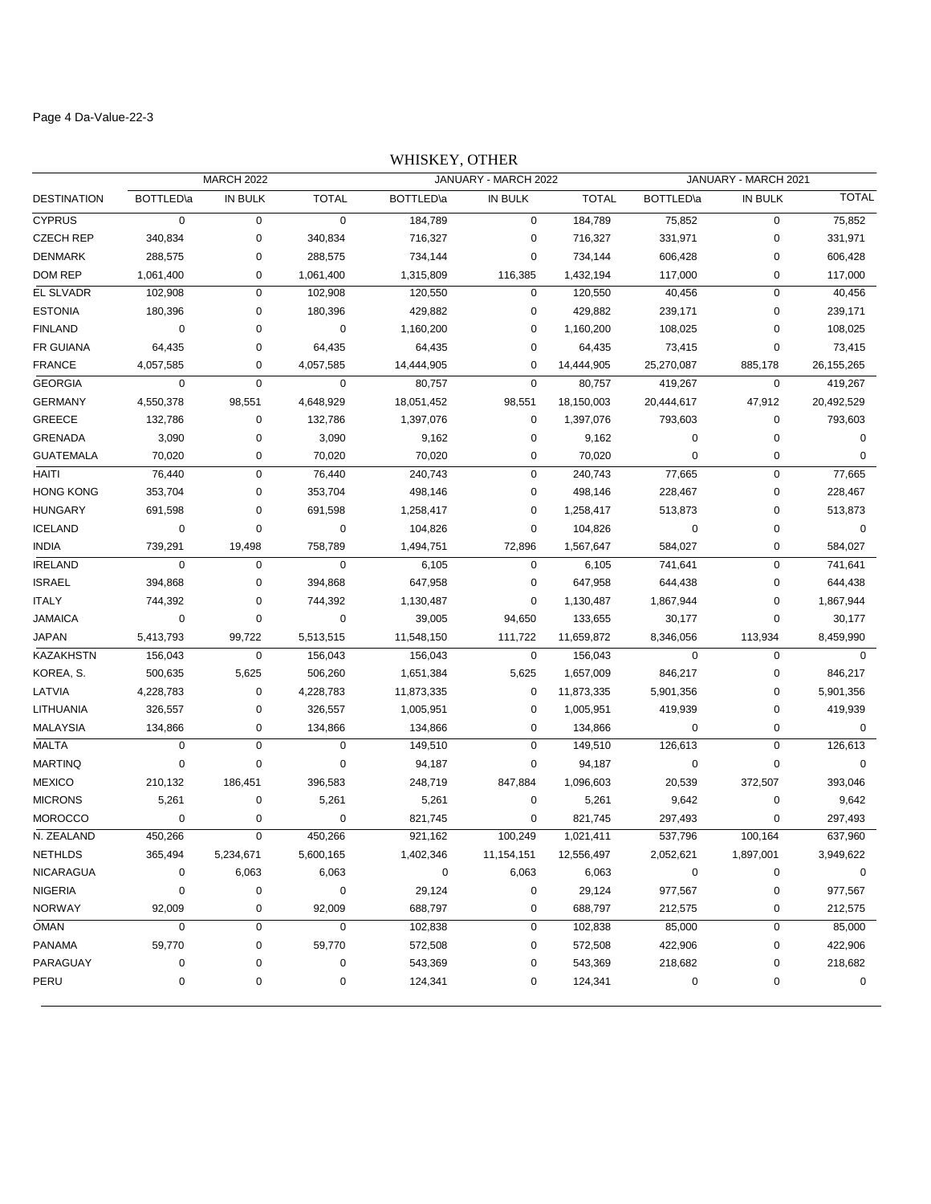## WHISKEY, OTHER

| DESTINATION | MARCH 2022 | | | JANUARY - MARCH 2022 | | | JANUARY - MARCH 2021 | | |
|---|---|---|---|---|---|---|---|---|---|
| | BOTTLED\a | IN BULK | TOTAL | BOTTLED\a | IN BULK | TOTAL | BOTTLED\a | IN BULK | TOTAL |
| CYPRUS | 0 | 0 | 0 | 184,789 | 0 | 184,789 | 75,852 | 0 | 75,852 |
| CZECH REP | 340,834 | 0 | 340,834 | 716,327 | 0 | 716,327 | 331,971 | 0 | 331,971 |
| DENMARK | 288,575 | 0 | 288,575 | 734,144 | 0 | 734,144 | 606,428 | 0 | 606,428 |
| DOM REP | 1,061,400 | 0 | 1,061,400 | 1,315,809 | 116,385 | 1,432,194 | 117,000 | 0 | 117,000 |
| EL SLVADR | 102,908 | 0 | 102,908 | 120,550 | 0 | 120,550 | 40,456 | 0 | 40,456 |
| ESTONIA | 180,396 | 0 | 180,396 | 429,882 | 0 | 429,882 | 239,171 | 0 | 239,171 |
| FINLAND | 0 | 0 | 0 | 1,160,200 | 0 | 1,160,200 | 108,025 | 0 | 108,025 |
| FR GUIANA | 64,435 | 0 | 64,435 | 64,435 | 0 | 64,435 | 73,415 | 0 | 73,415 |
| FRANCE | 4,057,585 | 0 | 4,057,585 | 14,444,905 | 0 | 14,444,905 | 25,270,087 | 885,178 | 26,155,265 |
| GEORGIA | 0 | 0 | 0 | 80,757 | 0 | 80,757 | 419,267 | 0 | 419,267 |
| GERMANY | 4,550,378 | 98,551 | 4,648,929 | 18,051,452 | 98,551 | 18,150,003 | 20,444,617 | 47,912 | 20,492,529 |
| GREECE | 132,786 | 0 | 132,786 | 1,397,076 | 0 | 1,397,076 | 793,603 | 0 | 793,603 |
| GRENADA | 3,090 | 0 | 3,090 | 9,162 | 0 | 9,162 | 0 | 0 | 0 |
| GUATEMALA | 70,020 | 0 | 70,020 | 70,020 | 0 | 70,020 | 0 | 0 | 0 |
| HAITI | 76,440 | 0 | 76,440 | 240,743 | 0 | 240,743 | 77,665 | 0 | 77,665 |
| HONG KONG | 353,704 | 0 | 353,704 | 498,146 | 0 | 498,146 | 228,467 | 0 | 228,467 |
| HUNGARY | 691,598 | 0 | 691,598 | 1,258,417 | 0 | 1,258,417 | 513,873 | 0 | 513,873 |
| ICELAND | 0 | 0 | 0 | 104,826 | 0 | 104,826 | 0 | 0 | 0 |
| INDIA | 739,291 | 19,498 | 758,789 | 1,494,751 | 72,896 | 1,567,647 | 584,027 | 0 | 584,027 |
| IRELAND | 0 | 0 | 0 | 6,105 | 0 | 6,105 | 741,641 | 0 | 741,641 |
| ISRAEL | 394,868 | 0 | 394,868 | 647,958 | 0 | 647,958 | 644,438 | 0 | 644,438 |
| ITALY | 744,392 | 0 | 744,392 | 1,130,487 | 0 | 1,130,487 | 1,867,944 | 0 | 1,867,944 |
| JAMAICA | 0 | 0 | 0 | 39,005 | 94,650 | 133,655 | 30,177 | 0 | 30,177 |
| JAPAN | 5,413,793 | 99,722 | 5,513,515 | 11,548,150 | 111,722 | 11,659,872 | 8,346,056 | 113,934 | 8,459,990 |
| KAZAKHSTN | 156,043 | 0 | 156,043 | 156,043 | 0 | 156,043 | 0 | 0 | 0 |
| KOREA, S. | 500,635 | 5,625 | 506,260 | 1,651,384 | 5,625 | 1,657,009 | 846,217 | 0 | 846,217 |
| LATVIA | 4,228,783 | 0 | 4,228,783 | 11,873,335 | 0 | 11,873,335 | 5,901,356 | 0 | 5,901,356 |
| LITHUANIA | 326,557 | 0 | 326,557 | 1,005,951 | 0 | 1,005,951 | 419,939 | 0 | 419,939 |
| MALAYSIA | 134,866 | 0 | 134,866 | 134,866 | 0 | 134,866 | 0 | 0 | 0 |
| MALTA | 0 | 0 | 0 | 149,510 | 0 | 149,510 | 126,613 | 0 | 126,613 |
| MARTINQ | 0 | 0 | 0 | 94,187 | 0 | 94,187 | 0 | 0 | 0 |
| MEXICO | 210,132 | 186,451 | 396,583 | 248,719 | 847,884 | 1,096,603 | 20,539 | 372,507 | 393,046 |
| MICRONS | 5,261 | 0 | 5,261 | 5,261 | 0 | 5,261 | 9,642 | 0 | 9,642 |
| MOROCCO | 0 | 0 | 0 | 821,745 | 0 | 821,745 | 297,493 | 0 | 297,493 |
| N. ZEALAND | 450,266 | 0 | 450,266 | 921,162 | 100,249 | 1,021,411 | 537,796 | 100,164 | 637,960 |
| NETHLDS | 365,494 | 5,234,671 | 5,600,165 | 1,402,346 | 11,154,151 | 12,556,497 | 2,052,621 | 1,897,001 | 3,949,622 |
| NICARAGUA | 0 | 6,063 | 6,063 | 0 | 6,063 | 6,063 | 0 | 0 | 0 |
| NIGERIA | 0 | 0 | 0 | 29,124 | 0 | 29,124 | 977,567 | 0 | 977,567 |
| NORWAY | 92,009 | 0 | 92,009 | 688,797 | 0 | 688,797 | 212,575 | 0 | 212,575 |
| OMAN | 0 | 0 | 0 | 102,838 | 0 | 102,838 | 85,000 | 0 | 85,000 |
| PANAMA | 59,770 | 0 | 59,770 | 572,508 | 0 | 572,508 | 422,906 | 0 | 422,906 |
| PARAGUAY | 0 | 0 | 0 | 543,369 | 0 | 543,369 | 218,682 | 0 | 218,682 |
| PERU | 0 | 0 | 0 | 124,341 | 0 | 124,341 | 0 | 0 | 0 |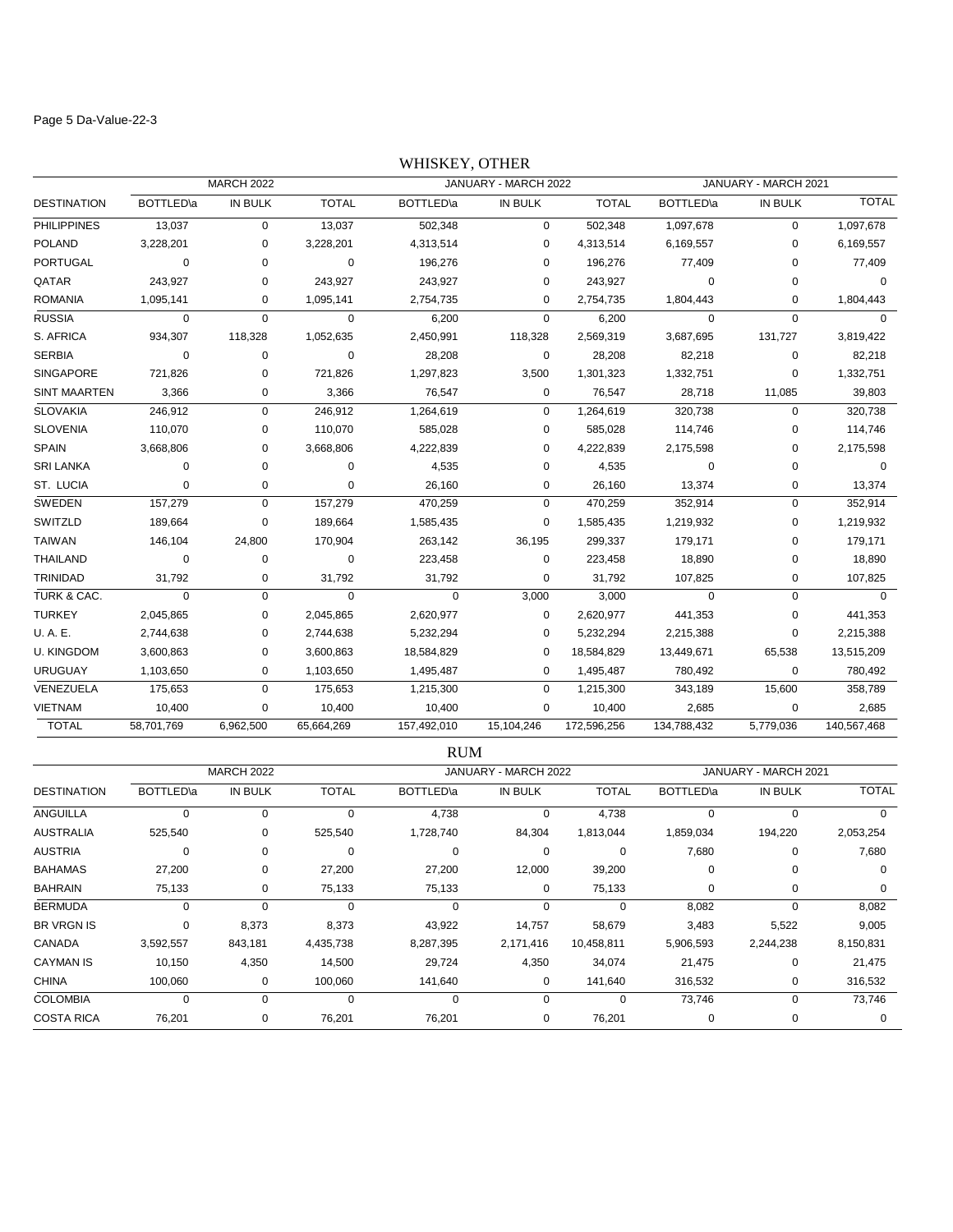## WHISKEY, OTHER

| DESTINATION | MARCH 2022 | | | JANUARY - MARCH 2022 | | | JANUARY - MARCH 2021 | | |
|---|---|---|---|---|---|---|---|---|---|
| | BOTTLED\a | IN BULK | TOTAL | BOTTLED\a | IN BULK | TOTAL | BOTTLED\a | IN BULK | TOTAL |
| PHILIPPINES | 13,037 | 0 | 13,037 | 502,348 | 0 | 502,348 | 1,097,678 | 0 | 1,097,678 |
| POLAND | 3,228,201 | 0 | 3,228,201 | 4,313,514 | 0 | 4,313,514 | 6,169,557 | 0 | 6,169,557 |
| PORTUGAL | 0 | 0 | 0 | 196,276 | 0 | 196,276 | 77,409 | 0 | 77,409 |
| QATAR | 243,927 | 0 | 243,927 | 243,927 | 0 | 243,927 | 0 | 0 | 0 |
| ROMANIA | 1,095,141 | 0 | 1,095,141 | 2,754,735 | 0 | 2,754,735 | 1,804,443 | 0 | 1,804,443 |
| RUSSIA | 0 | 0 | 0 | 6,200 | 0 | 6,200 | 0 | 0 | 0 |
| S. AFRICA | 934,307 | 118,328 | 1,052,635 | 2,450,991 | 118,328 | 2,569,319 | 3,687,695 | 131,727 | 3,819,422 |
| SERBIA | 0 | 0 | 0 | 28,208 | 0 | 28,208 | 82,218 | 0 | 82,218 |
| SINGAPORE | 721,826 | 0 | 721,826 | 1,297,823 | 3,500 | 1,301,323 | 1,332,751 | 0 | 1,332,751 |
| SINT MAARTEN | 3,366 | 0 | 3,366 | 76,547 | 0 | 76,547 | 28,718 | 11,085 | 39,803 |
| SLOVAKIA | 246,912 | 0 | 246,912 | 1,264,619 | 0 | 1,264,619 | 320,738 | 0 | 320,738 |
| SLOVENIA | 110,070 | 0 | 110,070 | 585,028 | 0 | 585,028 | 114,746 | 0 | 114,746 |
| SPAIN | 3,668,806 | 0 | 3,668,806 | 4,222,839 | 0 | 4,222,839 | 2,175,598 | 0 | 2,175,598 |
| SRI LANKA | 0 | 0 | 0 | 4,535 | 0 | 4,535 | 0 | 0 | 0 |
| ST. LUCIA | 0 | 0 | 0 | 26,160 | 0 | 26,160 | 13,374 | 0 | 13,374 |
| SWEDEN | 157,279 | 0 | 157,279 | 470,259 | 0 | 470,259 | 352,914 | 0 | 352,914 |
| SWITZLD | 189,664 | 0 | 189,664 | 1,585,435 | 0 | 1,585,435 | 1,219,932 | 0 | 1,219,932 |
| TAIWAN | 146,104 | 24,800 | 170,904 | 263,142 | 36,195 | 299,337 | 179,171 | 0 | 179,171 |
| THAILAND | 0 | 0 | 0 | 223,458 | 0 | 223,458 | 18,890 | 0 | 18,890 |
| TRINIDAD | 31,792 | 0 | 31,792 | 31,792 | 0 | 31,792 | 107,825 | 0 | 107,825 |
| TURK & CAC. | 0 | 0 | 0 | 0 | 3,000 | 3,000 | 0 | 0 | 0 |
| TURKEY | 2,045,865 | 0 | 2,045,865 | 2,620,977 | 0 | 2,620,977 | 441,353 | 0 | 441,353 |
| U. A. E. | 2,744,638 | 0 | 2,744,638 | 5,232,294 | 0 | 5,232,294 | 2,215,388 | 0 | 2,215,388 |
| U. KINGDOM | 3,600,863 | 0 | 3,600,863 | 18,584,829 | 0 | 18,584,829 | 13,449,671 | 65,538 | 13,515,209 |
| URUGUAY | 1,103,650 | 0 | 1,103,650 | 1,495,487 | 0 | 1,495,487 | 780,492 | 0 | 780,492 |
| VENEZUELA | 175,653 | 0 | 175,653 | 1,215,300 | 0 | 1,215,300 | 343,189 | 15,600 | 358,789 |
| VIETNAM | 10,400 | 0 | 10,400 | 10,400 | 0 | 10,400 | 2,685 | 0 | 2,685 |
| TOTAL | 58,701,769 | 6,962,500 | 65,664,269 | 157,492,010 | 15,104,246 | 172,596,256 | 134,788,432 | 5,779,036 | 140,567,468 |

## RUM

| DESTINATION | MARCH 2022 | | | JANUARY - MARCH 2022 | | | JANUARY - MARCH 2021 | | |
|---|---|---|---|---|---|---|---|---|---|
| | BOTTLED\a | IN BULK | TOTAL | BOTTLED\a | IN BULK | TOTAL | BOTTLED\a | IN BULK | TOTAL |
| ANGUILLA | 0 | 0 | 0 | 4,738 | 0 | 4,738 | 0 | 0 | 0 |
| AUSTRALIA | 525,540 | 0 | 525,540 | 1,728,740 | 84,304 | 1,813,044 | 1,859,034 | 194,220 | 2,053,254 |
| AUSTRIA | 0 | 0 | 0 | 0 | 0 | 0 | 7,680 | 0 | 7,680 |
| BAHAMAS | 27,200 | 0 | 27,200 | 27,200 | 12,000 | 39,200 | 0 | 0 | 0 |
| BAHRAIN | 75,133 | 0 | 75,133 | 75,133 | 0 | 75,133 | 0 | 0 | 0 |
| BERMUDA | 0 | 0 | 0 | 0 | 0 | 0 | 8,082 | 0 | 8,082 |
| BR VRGN IS | 0 | 8,373 | 8,373 | 43,922 | 14,757 | 58,679 | 3,483 | 5,522 | 9,005 |
| CANADA | 3,592,557 | 843,181 | 4,435,738 | 8,287,395 | 2,171,416 | 10,458,811 | 5,906,593 | 2,244,238 | 8,150,831 |
| CAYMAN IS | 10,150 | 4,350 | 14,500 | 29,724 | 4,350 | 34,074 | 21,475 | 0 | 21,475 |
| CHINA | 100,060 | 0 | 100,060 | 141,640 | 0 | 141,640 | 316,532 | 0 | 316,532 |
| COLOMBIA | 0 | 0 | 0 | 0 | 0 | 0 | 73,746 | 0 | 73,746 |
| COSTA RICA | 76,201 | 0 | 76,201 | 76,201 | 0 | 76,201 | 0 | 0 | 0 |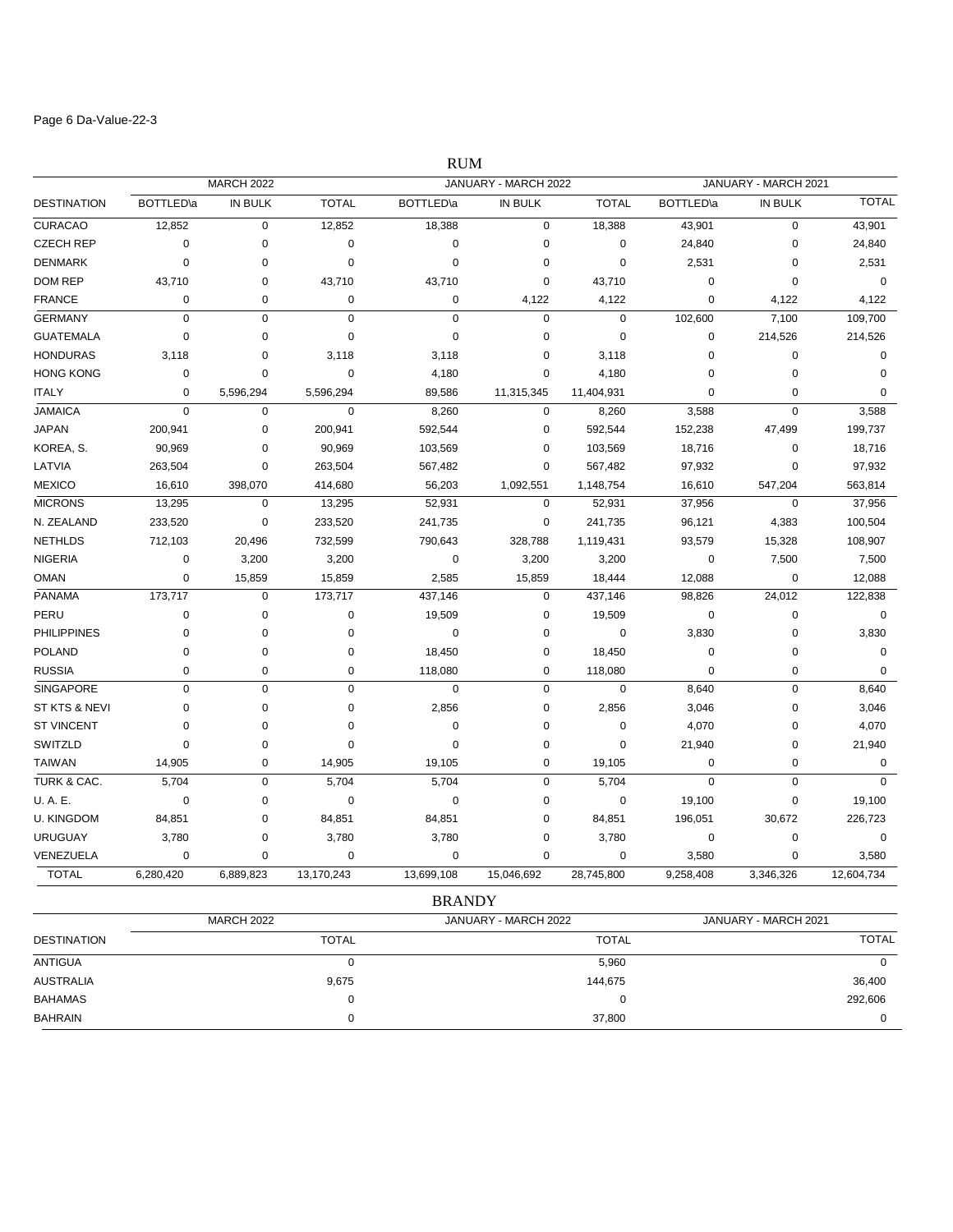## RUM

| DESTINATION | MARCH 2022 | | | JANUARY - MARCH 2022 | | | JANUARY - MARCH 2021 | | |
|---|---|---|---|---|---|---|---|---|---|
| | BOTTLED\a | IN BULK | TOTAL | BOTTLED\a | IN BULK | TOTAL | BOTTLED\a | IN BULK | TOTAL |
| CURACAO | 12,852 | 0 | 12,852 | 18,388 | 0 | 18,388 | 43,901 | 0 | 43,901 |
| CZECH REP | 0 | 0 | 0 | 0 | 0 | 0 | 24,840 | 0 | 24,840 |
| DENMARK | 0 | 0 | 0 | 0 | 0 | 0 | 2,531 | 0 | 2,531 |
| DOM REP | 43,710 | 0 | 43,710 | 43,710 | 0 | 43,710 | 0 | 0 | 0 |
| FRANCE | 0 | 0 | 0 | 0 | 4,122 | 4,122 | 0 | 4,122 | 4,122 |
| GERMANY | 0 | 0 | 0 | 0 | 0 | 0 | 102,600 | 7,100 | 109,700 |
| GUATEMALA | 0 | 0 | 0 | 0 | 0 | 0 | 0 | 214,526 | 214,526 |
| HONDURAS | 3,118 | 0 | 3,118 | 3,118 | 0 | 3,118 | 0 | 0 | 0 |
| HONG KONG | 0 | 0 | 0 | 4,180 | 0 | 4,180 | 0 | 0 | 0 |
| ITALY | 0 | 5,596,294 | 5,596,294 | 89,586 | 11,315,345 | 11,404,931 | 0 | 0 | 0 |
| JAMAICA | 0 | 0 | 0 | 8,260 | 0 | 8,260 | 3,588 | 0 | 3,588 |
| JAPAN | 200,941 | 0 | 200,941 | 592,544 | 0 | 592,544 | 152,238 | 47,499 | 199,737 |
| KOREA, S. | 90,969 | 0 | 90,969 | 103,569 | 0 | 103,569 | 18,716 | 0 | 18,716 |
| LATVIA | 263,504 | 0 | 263,504 | 567,482 | 0 | 567,482 | 97,932 | 0 | 97,932 |
| MEXICO | 16,610 | 398,070 | 414,680 | 56,203 | 1,092,551 | 1,148,754 | 16,610 | 547,204 | 563,814 |
| MICRONS | 13,295 | 0 | 13,295 | 52,931 | 0 | 52,931 | 37,956 | 0 | 37,956 |
| N. ZEALAND | 233,520 | 0 | 233,520 | 241,735 | 0 | 241,735 | 96,121 | 4,383 | 100,504 |
| NETHLDS | 712,103 | 20,496 | 732,599 | 790,643 | 328,788 | 1,119,431 | 93,579 | 15,328 | 108,907 |
| NIGERIA | 0 | 3,200 | 3,200 | 0 | 3,200 | 3,200 | 0 | 7,500 | 7,500 |
| OMAN | 0 | 15,859 | 15,859 | 2,585 | 15,859 | 18,444 | 12,088 | 0 | 12,088 |
| PANAMA | 173,717 | 0 | 173,717 | 437,146 | 0 | 437,146 | 98,826 | 24,012 | 122,838 |
| PERU | 0 | 0 | 0 | 19,509 | 0 | 19,509 | 0 | 0 | 0 |
| PHILIPPINES | 0 | 0 | 0 | 0 | 0 | 0 | 3,830 | 0 | 3,830 |
| POLAND | 0 | 0 | 0 | 18,450 | 0 | 18,450 | 0 | 0 | 0 |
| RUSSIA | 0 | 0 | 0 | 118,080 | 0 | 118,080 | 0 | 0 | 0 |
| SINGAPORE | 0 | 0 | 0 | 0 | 0 | 0 | 8,640 | 0 | 8,640 |
| ST KTS & NEVI | 0 | 0 | 0 | 2,856 | 0 | 2,856 | 3,046 | 0 | 3,046 |
| ST VINCENT | 0 | 0 | 0 | 0 | 0 | 0 | 4,070 | 0 | 4,070 |
| SWITZLD | 0 | 0 | 0 | 0 | 0 | 0 | 21,940 | 0 | 21,940 |
| TAIWAN | 14,905 | 0 | 14,905 | 19,105 | 0 | 19,105 | 0 | 0 | 0 |
| TURK & CAC. | 5,704 | 0 | 5,704 | 5,704 | 0 | 5,704 | 0 | 0 | 0 |
| U. A. E. | 0 | 0 | 0 | 0 | 0 | 0 | 19,100 | 0 | 19,100 |
| U. KINGDOM | 84,851 | 0 | 84,851 | 84,851 | 0 | 84,851 | 196,051 | 30,672 | 226,723 |
| URUGUAY | 3,780 | 0 | 3,780 | 3,780 | 0 | 3,780 | 0 | 0 | 0 |
| VENEZUELA | 0 | 0 | 0 | 0 | 0 | 0 | 3,580 | 0 | 3,580 |
| TOTAL | 6,280,420 | 6,889,823 | 13,170,243 | 13,699,108 | 15,046,692 | 28,745,800 | 9,258,408 | 3,346,326 | 12,604,734 |

## BRANDY

| DESTINATION | MARCH 2022 | JANUARY - MARCH 2022 | JANUARY - MARCH 2021 |
|---|---|---|---|
| | TOTAL | TOTAL | TOTAL |
| ANTIGUA | 0 | 5,960 | 0 |
| AUSTRALIA | 9,675 | 144,675 | 36,400 |
| BAHAMAS | 0 | 0 | 292,606 |
| BAHRAIN | 0 | 37,800 | 0 |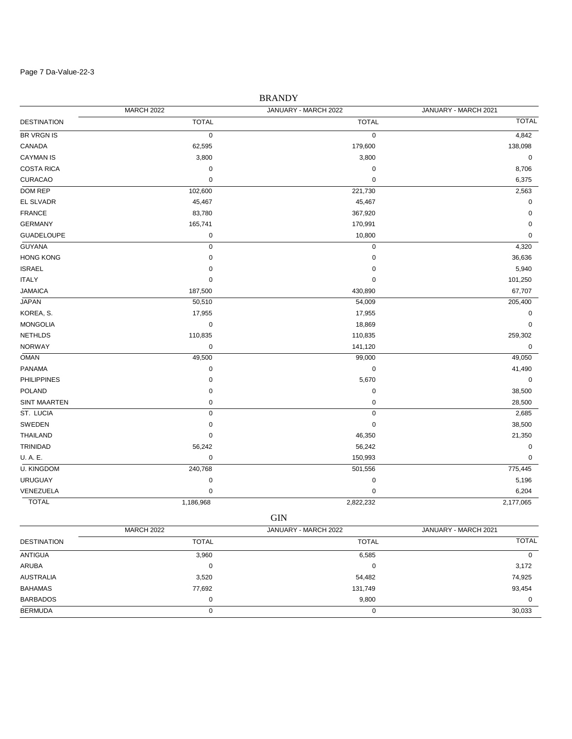Page 7 Da-Value-22-3

## BRANDY

| DESTINATION | MARCH 2022 TOTAL | JANUARY - MARCH 2022 TOTAL | JANUARY - MARCH 2021 TOTAL |
|---|---|---|---|
| BR VRGN IS | 0 | 0 | 4,842 |
| CANADA | 62,595 | 179,600 | 138,098 |
| CAYMAN IS | 3,800 | 3,800 | 0 |
| COSTA RICA | 0 | 0 | 8,706 |
| CURACAO | 0 | 0 | 6,375 |
| DOM REP | 102,600 | 221,730 | 2,563 |
| EL SLVADR | 45,467 | 45,467 | 0 |
| FRANCE | 83,780 | 367,920 | 0 |
| GERMANY | 165,741 | 170,991 | 0 |
| GUADELOUPE | 0 | 10,800 | 0 |
| GUYANA | 0 | 0 | 4,320 |
| HONG KONG | 0 | 0 | 36,636 |
| ISRAEL | 0 | 0 | 5,940 |
| ITALY | 0 | 0 | 101,250 |
| JAMAICA | 187,500 | 430,890 | 67,707 |
| JAPAN | 50,510 | 54,009 | 205,400 |
| KOREA, S. | 17,955 | 17,955 | 0 |
| MONGOLIA | 0 | 18,869 | 0 |
| NETHLDS | 110,835 | 110,835 | 259,302 |
| NORWAY | 0 | 141,120 | 0 |
| OMAN | 49,500 | 99,000 | 49,050 |
| PANAMA | 0 | 0 | 41,490 |
| PHILIPPINES | 0 | 5,670 | 0 |
| POLAND | 0 | 0 | 38,500 |
| SINT MAARTEN | 0 | 0 | 28,500 |
| ST. LUCIA | 0 | 0 | 2,685 |
| SWEDEN | 0 | 0 | 38,500 |
| THAILAND | 0 | 46,350 | 21,350 |
| TRINIDAD | 56,242 | 56,242 | 0 |
| U. A. E. | 0 | 150,993 | 0 |
| U. KINGDOM | 240,768 | 501,556 | 775,445 |
| URUGUAY | 0 | 0 | 5,196 |
| VENEZUELA | 0 | 0 | 6,204 |
| TOTAL | 1,186,968 | 2,822,232 | 2,177,065 |

## GIN

| DESTINATION | MARCH 2022 TOTAL | JANUARY - MARCH 2022 TOTAL | JANUARY - MARCH 2021 TOTAL |
|---|---|---|---|
| ANTIGUA | 3,960 | 6,585 | 0 |
| ARUBA | 0 | 0 | 3,172 |
| AUSTRALIA | 3,520 | 54,482 | 74,925 |
| BAHAMAS | 77,692 | 131,749 | 93,454 |
| BARBADOS | 0 | 9,800 | 0 |
| BERMUDA | 0 | 0 | 30,033 |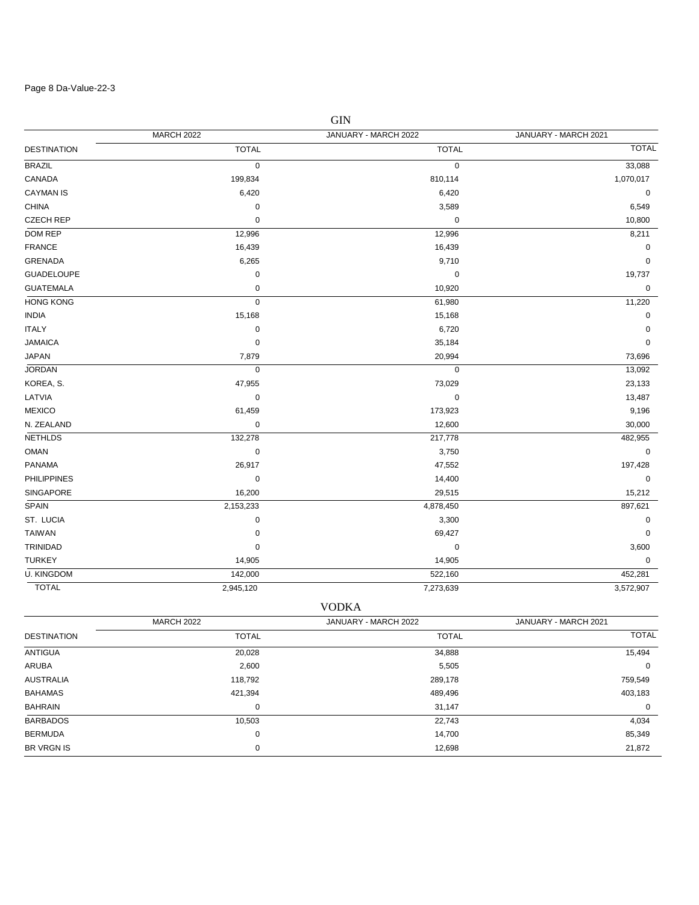## GIN

| DESTINATION | MARCH 2022 TOTAL | JANUARY - MARCH 2022 TOTAL | JANUARY - MARCH 2021 TOTAL |
|---|---|---|---|
| BRAZIL | 0 | 0 | 33,088 |
| CANADA | 199,834 | 810,114 | 1,070,017 |
| CAYMAN IS | 6,420 | 6,420 | 0 |
| CHINA | 0 | 3,589 | 6,549 |
| CZECH REP | 0 | 0 | 10,800 |
| DOM REP | 12,996 | 12,996 | 8,211 |
| FRANCE | 16,439 | 16,439 | 0 |
| GRENADA | 6,265 | 9,710 | 0 |
| GUADELOUPE | 0 | 0 | 19,737 |
| GUATEMALA | 0 | 10,920 | 0 |
| HONG KONG | 0 | 61,980 | 11,220 |
| INDIA | 15,168 | 15,168 | 0 |
| ITALY | 0 | 6,720 | 0 |
| JAMAICA | 0 | 35,184 | 0 |
| JAPAN | 7,879 | 20,994 | 73,696 |
| JORDAN | 0 | 0 | 13,092 |
| KOREA, S. | 47,955 | 73,029 | 23,133 |
| LATVIA | 0 | 0 | 13,487 |
| MEXICO | 61,459 | 173,923 | 9,196 |
| N. ZEALAND | 0 | 12,600 | 30,000 |
| NETHLDS | 132,278 | 217,778 | 482,955 |
| OMAN | 0 | 3,750 | 0 |
| PANAMA | 26,917 | 47,552 | 197,428 |
| PHILIPPINES | 0 | 14,400 | 0 |
| SINGAPORE | 16,200 | 29,515 | 15,212 |
| SPAIN | 2,153,233 | 4,878,450 | 897,621 |
| ST. LUCIA | 0 | 3,300 | 0 |
| TAIWAN | 0 | 69,427 | 0 |
| TRINIDAD | 0 | 0 | 3,600 |
| TURKEY | 14,905 | 14,905 | 0 |
| U. KINGDOM | 142,000 | 522,160 | 452,281 |
| TOTAL | 2,945,120 | 7,273,639 | 3,572,907 |

## VODKA

| DESTINATION | MARCH 2022 TOTAL | JANUARY - MARCH 2022 TOTAL | JANUARY - MARCH 2021 TOTAL |
|---|---|---|---|
| ANTIGUA | 20,028 | 34,888 | 15,494 |
| ARUBA | 2,600 | 5,505 | 0 |
| AUSTRALIA | 118,792 | 289,178 | 759,549 |
| BAHAMAS | 421,394 | 489,496 | 403,183 |
| BAHRAIN | 0 | 31,147 | 0 |
| BARBADOS | 10,503 | 22,743 | 4,034 |
| BERMUDA | 0 | 14,700 | 85,349 |
| BR VRGN IS | 0 | 12,698 | 21,872 |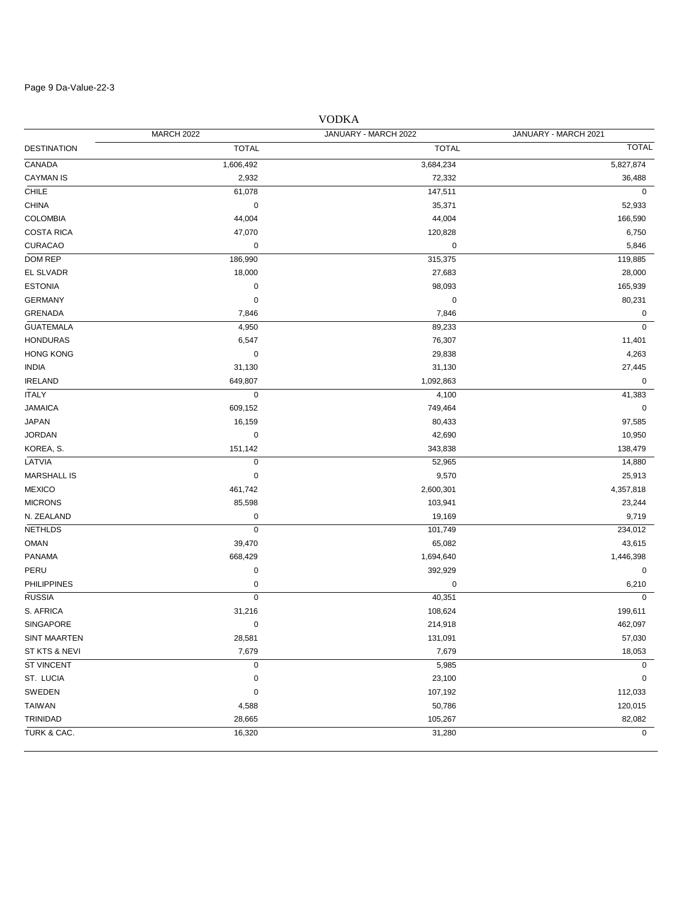## VODKA

| DESTINATION | MARCH 2022 TOTAL | JANUARY - MARCH 2022 TOTAL | JANUARY - MARCH 2021 TOTAL |
|---|---|---|---|
| CANADA | 1,606,492 | 3,684,234 | 5,827,874 |
| CAYMAN IS | 2,932 | 72,332 | 36,488 |
| CHILE | 61,078 | 147,511 | 0 |
| CHINA | 0 | 35,371 | 52,933 |
| COLOMBIA | 44,004 | 44,004 | 166,590 |
| COSTA RICA | 47,070 | 120,828 | 6,750 |
| CURACAO | 0 | 0 | 5,846 |
| DOM REP | 186,990 | 315,375 | 119,885 |
| EL SLVADR | 18,000 | 27,683 | 28,000 |
| ESTONIA | 0 | 98,093 | 165,939 |
| GERMANY | 0 | 0 | 80,231 |
| GRENADA | 7,846 | 7,846 | 0 |
| GUATEMALA | 4,950 | 89,233 | 0 |
| HONDURAS | 6,547 | 76,307 | 11,401 |
| HONG KONG | 0 | 29,838 | 4,263 |
| INDIA | 31,130 | 31,130 | 27,445 |
| IRELAND | 649,807 | 1,092,863 | 0 |
| ITALY | 0 | 4,100 | 41,383 |
| JAMAICA | 609,152 | 749,464 | 0 |
| JAPAN | 16,159 | 80,433 | 97,585 |
| JORDAN | 0 | 42,690 | 10,950 |
| KOREA, S. | 151,142 | 343,838 | 138,479 |
| LATVIA | 0 | 52,965 | 14,880 |
| MARSHALL IS | 0 | 9,570 | 25,913 |
| MEXICO | 461,742 | 2,600,301 | 4,357,818 |
| MICRONS | 85,598 | 103,941 | 23,244 |
| N. ZEALAND | 0 | 19,169 | 9,719 |
| NETHLDS | 0 | 101,749 | 234,012 |
| OMAN | 39,470 | 65,082 | 43,615 |
| PANAMA | 668,429 | 1,694,640 | 1,446,398 |
| PERU | 0 | 392,929 | 0 |
| PHILIPPINES | 0 | 0 | 6,210 |
| RUSSIA | 0 | 40,351 | 0 |
| S. AFRICA | 31,216 | 108,624 | 199,611 |
| SINGAPORE | 0 | 214,918 | 462,097 |
| SINT MAARTEN | 28,581 | 131,091 | 57,030 |
| ST KTS & NEVI | 7,679 | 7,679 | 18,053 |
| ST VINCENT | 0 | 5,985 | 0 |
| ST. LUCIA | 0 | 23,100 | 0 |
| SWEDEN | 0 | 107,192 | 112,033 |
| TAIWAN | 4,588 | 50,786 | 120,015 |
| TRINIDAD | 28,665 | 105,267 | 82,082 |
| TURK & CAC. | 16,320 | 31,280 | 0 |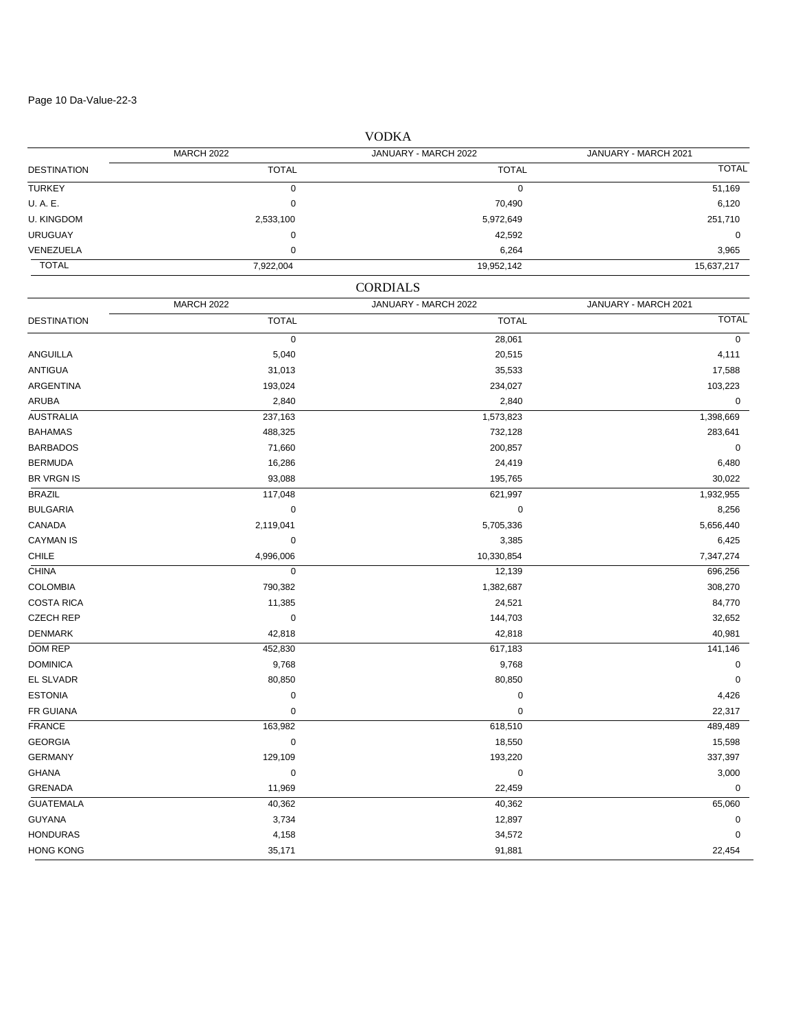## VODKA

| DESTINATION | MARCH 2022 TOTAL | JANUARY - MARCH 2022 TOTAL | JANUARY - MARCH 2021 TOTAL |
|---|---|---|---|
| TURKEY | 0 | 0 | 51,169 |
| U. A. E. | 0 | 70,490 | 6,120 |
| U. KINGDOM | 2,533,100 | 5,972,649 | 251,710 |
| URUGUAY | 0 | 42,592 | 0 |
| VENEZUELA | 0 | 6,264 | 3,965 |
| TOTAL | 7,922,004 | 19,952,142 | 15,637,217 |

## CORDIALS

| DESTINATION | MARCH 2022 TOTAL | JANUARY - MARCH 2022 TOTAL | JANUARY - MARCH 2021 TOTAL |
|---|---|---|---|
| | 0 | 28,061 | 0 |
| ANGUILLA | 5,040 | 20,515 | 4,111 |
| ANTIGUA | 31,013 | 35,533 | 17,588 |
| ARGENTINA | 193,024 | 234,027 | 103,223 |
| ARUBA | 2,840 | 2,840 | 0 |
| AUSTRALIA | 237,163 | 1,573,823 | 1,398,669 |
| BAHAMAS | 488,325 | 732,128 | 283,641 |
| BARBADOS | 71,660 | 200,857 | 0 |
| BERMUDA | 16,286 | 24,419 | 6,480 |
| BR VRGN IS | 93,088 | 195,765 | 30,022 |
| BRAZIL | 117,048 | 621,997 | 1,932,955 |
| BULGARIA | 0 | 0 | 8,256 |
| CANADA | 2,119,041 | 5,705,336 | 5,656,440 |
| CAYMAN IS | 0 | 3,385 | 6,425 |
| CHILE | 4,996,006 | 10,330,854 | 7,347,274 |
| CHINA | 0 | 12,139 | 696,256 |
| COLOMBIA | 790,382 | 1,382,687 | 308,270 |
| COSTA RICA | 11,385 | 24,521 | 84,770 |
| CZECH REP | 0 | 144,703 | 32,652 |
| DENMARK | 42,818 | 42,818 | 40,981 |
| DOM REP | 452,830 | 617,183 | 141,146 |
| DOMINICA | 9,768 | 9,768 | 0 |
| EL SLVADR | 80,850 | 80,850 | 0 |
| ESTONIA | 0 | 0 | 4,426 |
| FR GUIANA | 0 | 0 | 22,317 |
| FRANCE | 163,982 | 618,510 | 489,489 |
| GEORGIA | 0 | 18,550 | 15,598 |
| GERMANY | 129,109 | 193,220 | 337,397 |
| GHANA | 0 | 0 | 3,000 |
| GRENADA | 11,969 | 22,459 | 0 |
| GUATEMALA | 40,362 | 40,362 | 65,060 |
| GUYANA | 3,734 | 12,897 | 0 |
| HONDURAS | 4,158 | 34,572 | 0 |
| HONG KONG | 35,171 | 91,881 | 22,454 |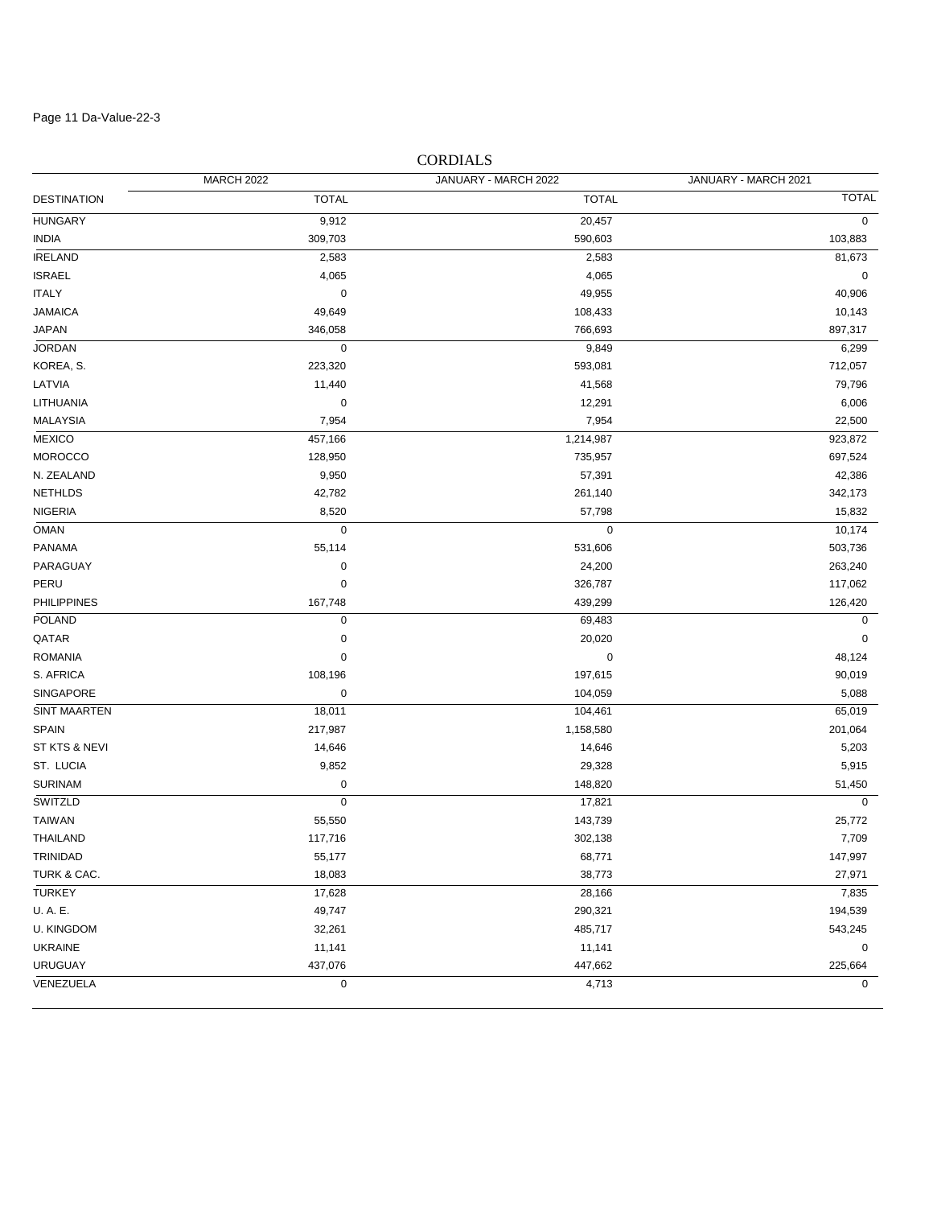Page 11 Da-Value-22-3

## CORDIALS

| DESTINATION | MARCH 2022 TOTAL | JANUARY - MARCH 2022 TOTAL | JANUARY - MARCH 2021 TOTAL |
|---|---|---|---|
| HUNGARY | 9,912 | 20,457 | 0 |
| INDIA | 309,703 | 590,603 | 103,883 |
| IRELAND | 2,583 | 2,583 | 81,673 |
| ISRAEL | 4,065 | 4,065 | 0 |
| ITALY | 0 | 49,955 | 40,906 |
| JAMAICA | 49,649 | 108,433 | 10,143 |
| JAPAN | 346,058 | 766,693 | 897,317 |
| JORDAN | 0 | 9,849 | 6,299 |
| KOREA, S. | 223,320 | 593,081 | 712,057 |
| LATVIA | 11,440 | 41,568 | 79,796 |
| LITHUANIA | 0 | 12,291 | 6,006 |
| MALAYSIA | 7,954 | 7,954 | 22,500 |
| MEXICO | 457,166 | 1,214,987 | 923,872 |
| MOROCCO | 128,950 | 735,957 | 697,524 |
| N. ZEALAND | 9,950 | 57,391 | 42,386 |
| NETHLDS | 42,782 | 261,140 | 342,173 |
| NIGERIA | 8,520 | 57,798 | 15,832 |
| OMAN | 0 | 0 | 10,174 |
| PANAMA | 55,114 | 531,606 | 503,736 |
| PARAGUAY | 0 | 24,200 | 263,240 |
| PERU | 0 | 326,787 | 117,062 |
| PHILIPPINES | 167,748 | 439,299 | 126,420 |
| POLAND | 0 | 69,483 | 0 |
| QATAR | 0 | 20,020 | 0 |
| ROMANIA | 0 | 0 | 48,124 |
| S. AFRICA | 108,196 | 197,615 | 90,019 |
| SINGAPORE | 0 | 104,059 | 5,088 |
| SINT MAARTEN | 18,011 | 104,461 | 65,019 |
| SPAIN | 217,987 | 1,158,580 | 201,064 |
| ST KTS & NEVI | 14,646 | 14,646 | 5,203 |
| ST. LUCIA | 9,852 | 29,328 | 5,915 |
| SURINAM | 0 | 148,820 | 51,450 |
| SWITZLD | 0 | 17,821 | 0 |
| TAIWAN | 55,550 | 143,739 | 25,772 |
| THAILAND | 117,716 | 302,138 | 7,709 |
| TRINIDAD | 55,177 | 68,771 | 147,997 |
| TURK & CAC. | 18,083 | 38,773 | 27,971 |
| TURKEY | 17,628 | 28,166 | 7,835 |
| U. A. E. | 49,747 | 290,321 | 194,539 |
| U. KINGDOM | 32,261 | 485,717 | 543,245 |
| UKRAINE | 11,141 | 11,141 | 0 |
| URUGUAY | 437,076 | 447,662 | 225,664 |
| VENEZUELA | 0 | 4,713 | 0 |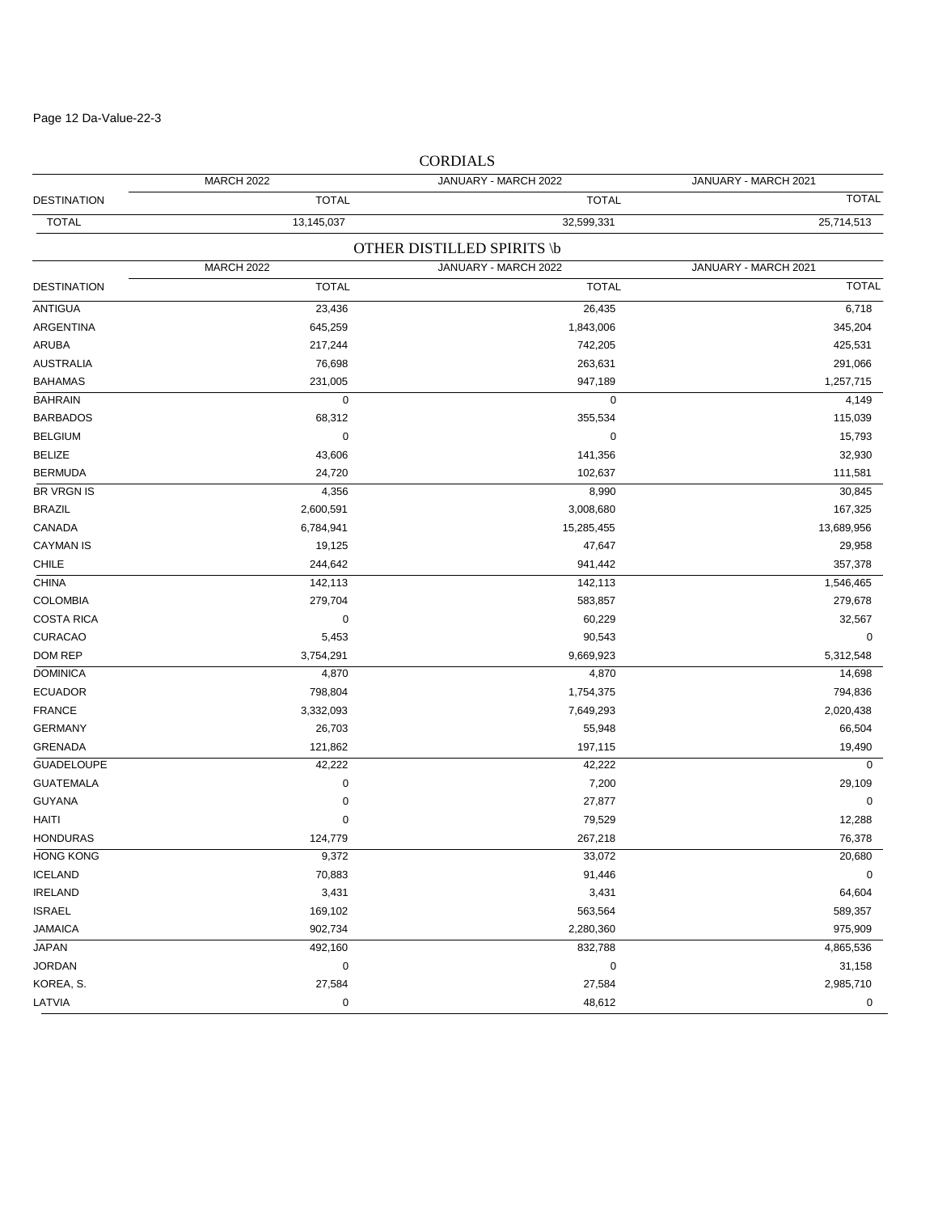## CORDIALS

| DESTINATION | MARCH 2022 TOTAL | JANUARY - MARCH 2022 TOTAL | JANUARY - MARCH 2021 TOTAL |
|---|---|---|---|
| TOTAL | 13,145,037 | 32,599,331 | 25,714,513 |

## OTHER DISTILLED SPIRITS \b

| DESTINATION | MARCH 2022 TOTAL | JANUARY - MARCH 2022 TOTAL | JANUARY - MARCH 2021 TOTAL |
|---|---|---|---|
| ANTIGUA | 23,436 | 26,435 | 6,718 |
| ARGENTINA | 645,259 | 1,843,006 | 345,204 |
| ARUBA | 217,244 | 742,205 | 425,531 |
| AUSTRALIA | 76,698 | 263,631 | 291,066 |
| BAHAMAS | 231,005 | 947,189 | 1,257,715 |
| BAHRAIN | 0 | 0 | 4,149 |
| BARBADOS | 68,312 | 355,534 | 115,039 |
| BELGIUM | 0 | 0 | 15,793 |
| BELIZE | 43,606 | 141,356 | 32,930 |
| BERMUDA | 24,720 | 102,637 | 111,581 |
| BR VRGN IS | 4,356 | 8,990 | 30,845 |
| BRAZIL | 2,600,591 | 3,008,680 | 167,325 |
| CANADA | 6,784,941 | 15,285,455 | 13,689,956 |
| CAYMAN IS | 19,125 | 47,647 | 29,958 |
| CHILE | 244,642 | 941,442 | 357,378 |
| CHINA | 142,113 | 142,113 | 1,546,465 |
| COLOMBIA | 279,704 | 583,857 | 279,678 |
| COSTA RICA | 0 | 60,229 | 32,567 |
| CURACAO | 5,453 | 90,543 | 0 |
| DOM REP | 3,754,291 | 9,669,923 | 5,312,548 |
| DOMINICA | 4,870 | 4,870 | 14,698 |
| ECUADOR | 798,804 | 1,754,375 | 794,836 |
| FRANCE | 3,332,093 | 7,649,293 | 2,020,438 |
| GERMANY | 26,703 | 55,948 | 66,504 |
| GRENADA | 121,862 | 197,115 | 19,490 |
| GUADELOUPE | 42,222 | 42,222 | 0 |
| GUATEMALA | 0 | 7,200 | 29,109 |
| GUYANA | 0 | 27,877 | 0 |
| HAITI | 0 | 79,529 | 12,288 |
| HONDURAS | 124,779 | 267,218 | 76,378 |
| HONG KONG | 9,372 | 33,072 | 20,680 |
| ICELAND | 70,883 | 91,446 | 0 |
| IRELAND | 3,431 | 3,431 | 64,604 |
| ISRAEL | 169,102 | 563,564 | 589,357 |
| JAMAICA | 902,734 | 2,280,360 | 975,909 |
| JAPAN | 492,160 | 832,788 | 4,865,536 |
| JORDAN | 0 | 0 | 31,158 |
| KOREA, S. | 27,584 | 27,584 | 2,985,710 |
| LATVIA | 0 | 48,612 | 0 |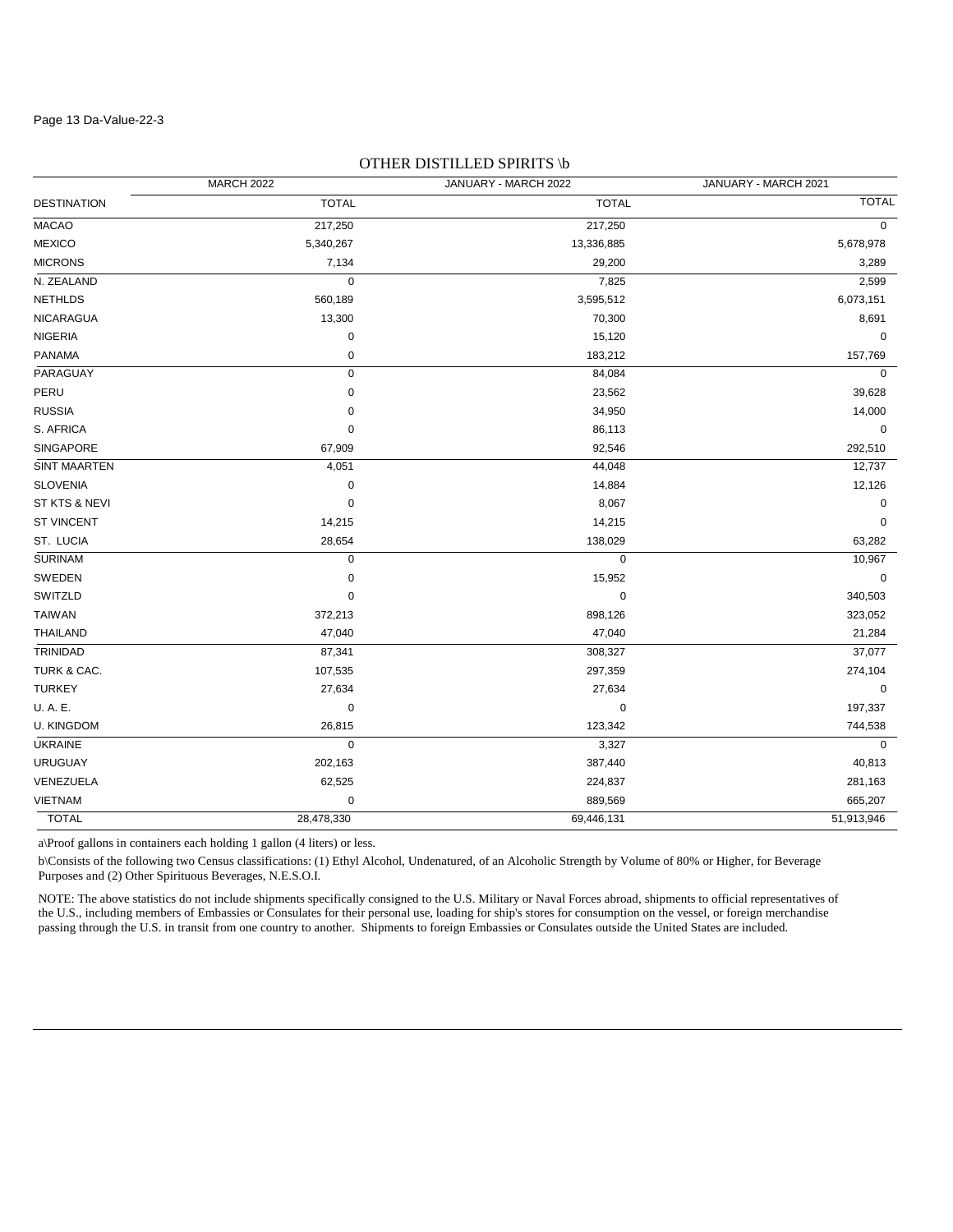## OTHER DISTILLED SPIRITS \b

| | MARCH 2022 | JANUARY - MARCH 2022 | JANUARY - MARCH 2021 |
|---|---|---|---|
| DESTINATION | TOTAL | TOTAL | TOTAL |
| MACAO | 217,250 | 217,250 | 0 |
| MEXICO | 5,340,267 | 13,336,885 | 5,678,978 |
| MICRONS | 7,134 | 29,200 | 3,289 |
| N. ZEALAND | 0 | 7,825 | 2,599 |
| NETHLDS | 560,189 | 3,595,512 | 6,073,151 |
| NICARAGUA | 13,300 | 70,300 | 8,691 |
| NIGERIA | 0 | 15,120 | 0 |
| PANAMA | 0 | 183,212 | 157,769 |
| PARAGUAY | 0 | 84,084 | 0 |
| PERU | 0 | 23,562 | 39,628 |
| RUSSIA | 0 | 34,950 | 14,000 |
| S. AFRICA | 0 | 86,113 | 0 |
| SINGAPORE | 67,909 | 92,546 | 292,510 |
| SINT MAARTEN | 4,051 | 44,048 | 12,737 |
| SLOVENIA | 0 | 14,884 | 12,126 |
| ST KTS & NEVI | 0 | 8,067 | 0 |
| ST VINCENT | 14,215 | 14,215 | 0 |
| ST. LUCIA | 28,654 | 138,029 | 63,282 |
| SURINAM | 0 | 0 | 10,967 |
| SWEDEN | 0 | 15,952 | 0 |
| SWITZLD | 0 | 0 | 340,503 |
| TAIWAN | 372,213 | 898,126 | 323,052 |
| THAILAND | 47,040 | 47,040 | 21,284 |
| TRINIDAD | 87,341 | 308,327 | 37,077 |
| TURK & CAC. | 107,535 | 297,359 | 274,104 |
| TURKEY | 27,634 | 27,634 | 0 |
| U. A. E. | 0 | 0 | 197,337 |
| U. KINGDOM | 26,815 | 123,342 | 744,538 |
| UKRAINE | 0 | 3,327 | 0 |
| URUGUAY | 202,163 | 387,440 | 40,813 |
| VENEZUELA | 62,525 | 224,837 | 281,163 |
| VIETNAM | 0 | 889,569 | 665,207 |
| TOTAL | 28,478,330 | 69,446,131 | 51,913,946 |

a\Proof gallons in containers each holding 1 gallon (4 liters) or less.

b\Consists of the following two Census classifications: (1) Ethyl Alcohol, Undenatured, of an Alcoholic Strength by Volume of 80% or Higher, for Beverage Purposes and (2) Other Spirituous Beverages, N.E.S.O.I.

NOTE: The above statistics do not include shipments specifically consigned to the U.S. Military or Naval Forces abroad, shipments to official representatives of the U.S., including members of Embassies or Consulates for their personal use, loading for ship's stores for consumption on the vessel, or foreign merchandise passing through the U.S. in transit from one country to another. Shipments to foreign Embassies or Consulates outside the United States are included.